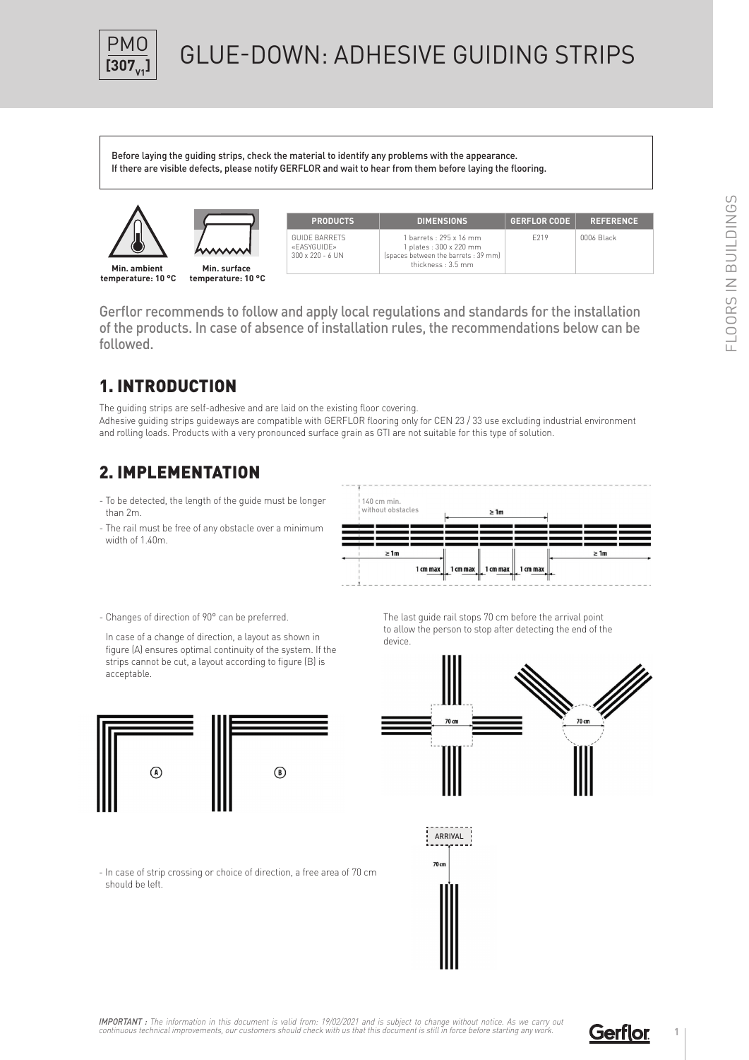# GLUE-DOWN: ADHESIVE GUIDING STRIPS

PMO [307 V1]

Before laying the guiding strips, check the material to identify any problems with the appearance.
If there are visible defects, please notify GERFLOR and wait to hear from them before laying the flooring.

**Min. ambient temperature: 10 °C**

**Min. surface temperature: 10 °C**

| PRODUCTS | DIMENSIONS | GERFLOR CODE | REFERENCE |
|---|---|---|---|
| GUIDE BARRETS «EASYGUIDE» 300 x 220 - 6 UN | 1 barrets : 295 x 16 mm<br>1 plates : 300 x 220 mm<br>(spaces between the barrets : 39 mm)<br>thickness : 3.5 mm | E219 | 0006 Black |

Gerflor recommends to follow and apply local regulations and standards for the installation of the products. In case of absence of installation rules, the recommendations below can be followed.

## 1. INTRODUCTION

The guiding strips are self-adhesive and are laid on the existing floor covering.
Adhesive guiding strips guideways are compatible with GERFLOR flooring only for CEN 23 / 33 use excluding industrial environment and rolling loads. Products with a very pronounced surface grain as GTI are not suitable for this type of solution.

## 2. IMPLEMENTATION

- To be detected, the length of the guide must be longer than 2m.
- The rail must be free of any obstacle over a minimum width of 1.40m.

140 cm min. without obstacles — ≥ 1m — ≥ 1m — 1 cm max — 1 cm max — 1 cm max — 1 cm max — ≥ 1m

- Changes of direction of 90° can be preferred.

  In case of a change of direction, a layout as shown in figure (A) ensures optimal continuity of the system. If the strips cannot be cut, a layout according to figure (B) is acceptable.

(A) (B)

The last guide rail stops 70 cm before the arrival point to allow the person to stop after detecting the end of the device.

70 cm 70 cm

- In case of strip crossing or choice of direction, a free area of 70 cm should be left.

ARRIVAL

70 cm

*IMPORTANT : The information in this document is valid from: 19/02/2021 and is subject to change without notice. As we carry out continuous technical improvements, our customers should check with us that this document is still in force before starting any work.*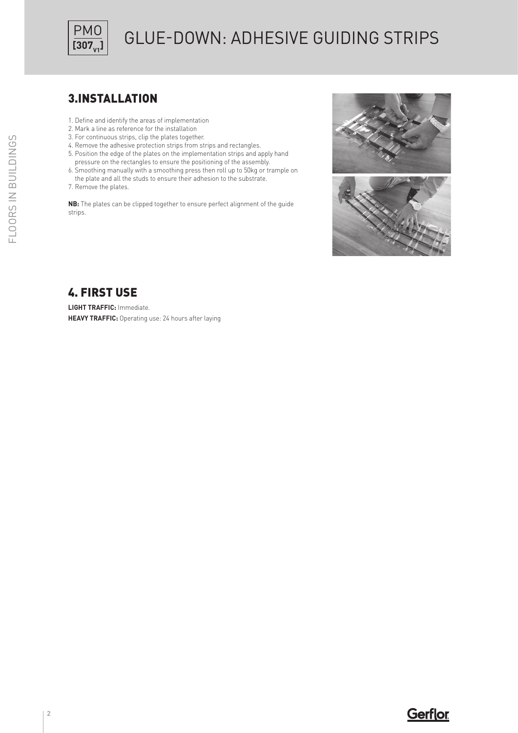## 3.INSTALLATION

1. Define and identify the areas of implementation
2. Mark a line as reference for the installation
3. For continuous strips, clip the plates together.
4. Remove the adhesive protection strips from strips and rectangles.
5. Position the edge of the plates on the implementation strips and apply hand pressure on the rectangles to ensure the positioning of the assembly.
6. Smoothing manually with a smoothing press then roll up to 50kg or trample on the plate and all the studs to ensure their adhesion to the substrate.
7. Remove the plates.

**NB:** The plates can be clipped together to ensure perfect alignment of the guide strips.

## 4. FIRST USE

**LIGHT TRAFFIC:** Immediate.

**HEAVY TRAFFIC:** Operating use: 24 hours after laying